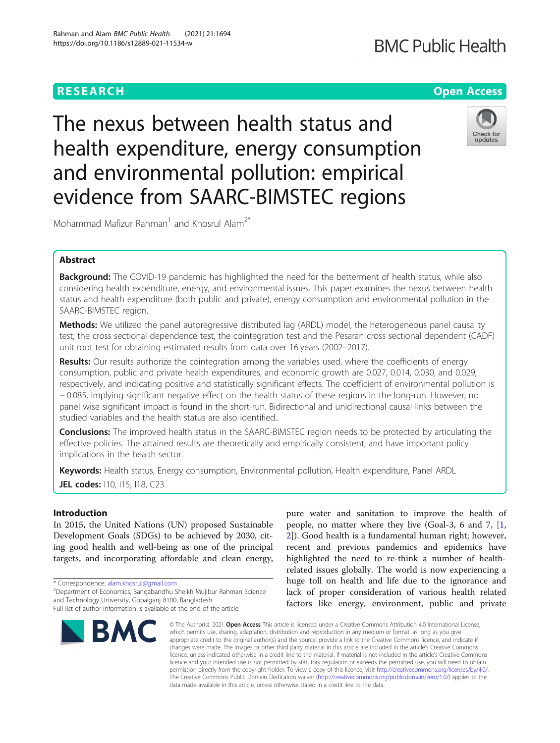RESEARCH

Open Access

# The nexus between health status and health expenditure, energy consumption and environmental pollution: empirical evidence from SAARC-BIMSTEC regions

Mohammad Mafizur Rahman[1] and Khosrul Alam[2*]

## Abstract

**Background:** The COVID-19 pandemic has highlighted the need for the betterment of health status, while also considering health expenditure, energy, and environmental issues. This paper examines the nexus between health status and health expenditure (both public and private), energy consumption and environmental pollution in the SAARC-BIMSTEC region.

**Methods:** We utilized the panel autoregressive distributed lag (ARDL) model, the heterogeneous panel causality test, the cross sectional dependence test, the cointegration test and the Pesaran cross sectional dependent (CADF) unit root test for obtaining estimated results from data over 16 years (2002–2017).

**Results:** Our results authorize the cointegration among the variables used, where the coefficients of energy consumption, public and private health expenditures, and economic growth are 0.027, 0.014, 0.030, and 0.029, respectively, and indicating positive and statistically significant effects. The coefficient of environmental pollution is − 0.085, implying significant negative effect on the health status of these regions in the long-run. However, no panel wise significant impact is found in the short-run. Bidirectional and unidirectional causal links between the studied variables and the health status are also identified..

**Conclusions:** The improved health status in the SAARC-BIMSTEC region needs to be protected by articulating the effective policies. The attained results are theoretically and empirically consistent, and have important policy implications in the health sector.

**Keywords:** Health status, Energy consumption, Environmental pollution, Health expenditure, Panel ARDL

**JEL codes:** I10, I15, I18, C23

## Introduction

In 2015, the United Nations (UN) proposed Sustainable Development Goals (SDGs) to be achieved by 2030, citing good health and well-being as one of the principal targets, and incorporating affordable and clean energy, pure water and sanitation to improve the health of people, no matter where they live (Goal-3, 6 and 7, [1, 2]). Good health is a fundamental human right; however, recent and previous pandemics and epidemics have highlighted the need to re-think a number of health-related issues globally. The world is now experiencing a huge toll on health and life due to the ignorance and lack of proper consideration of various health related factors like energy, environment, public and private

* Correspondence: alam.khosrul@gmail.com
[2]Department of Economics, Bangabandhu Sheikh Mujibur Rahman Science and Technology University, Gopalganj 8100, Bangladesh
Full list of author information is available at the end of the article

© The Author(s). 2021 **Open Access** This article is licensed under a Creative Commons Attribution 4.0 International License, which permits use, sharing, adaptation, distribution and reproduction in any medium or format, as long as you give appropriate credit to the original author(s) and the source, provide a link to the Creative Commons licence, and indicate if changes were made. The images or other third party material in this article are included in the article's Creative Commons licence, unless indicated otherwise in a credit line to the material. If material is not included in the article's Creative Commons licence and your intended use is not permitted by statutory regulation or exceeds the permitted use, you will need to obtain permission directly from the copyright holder. To view a copy of this licence, visit http://creativecommons.org/licenses/by/4.0/. The Creative Commons Public Domain Dedication waiver (http://creativecommons.org/publicdomain/zero/1.0/) applies to the data made available in this article, unless otherwise stated in a credit line to the data.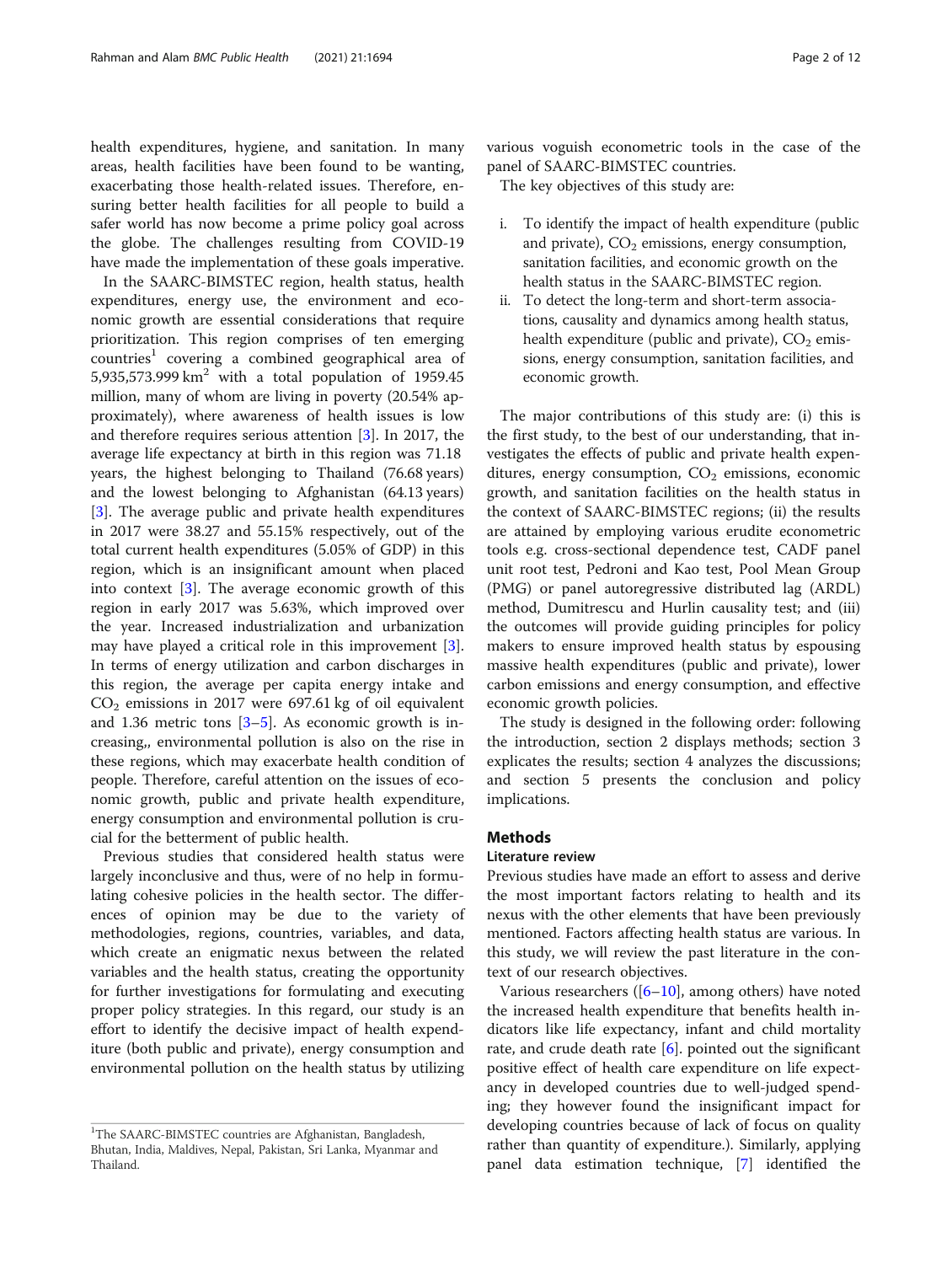health expenditures, hygiene, and sanitation. In many areas, health facilities have been found to be wanting, exacerbating those health-related issues. Therefore, ensuring better health facilities for all people to build a safer world has now become a prime policy goal across the globe. The challenges resulting from COVID-19 have made the implementation of these goals imperative.

In the SAARC-BIMSTEC region, health status, health expenditures, energy use, the environment and economic growth are essential considerations that require prioritization. This region comprises of ten emerging countries[1] covering a combined geographical area of 5,935,573.999 $km^2$ with a total population of 1959.45 million, many of whom are living in poverty (20.54% approximately), where awareness of health issues is low and therefore requires serious attention [3]. In 2017, the average life expectancy at birth in this region was 71.18 years, the highest belonging to Thailand (76.68 years) and the lowest belonging to Afghanistan (64.13 years) [3]. The average public and private health expenditures in 2017 were 38.27 and 55.15% respectively, out of the total current health expenditures (5.05% of GDP) in this region, which is an insignificant amount when placed into context [3]. The average economic growth of this region in early 2017 was 5.63%, which improved over the year. Increased industrialization and urbanization may have played a critical role in this improvement [3]. In terms of energy utilization and carbon discharges in this region, the average per capita energy intake and $CO_2$ emissions in 2017 were 697.61 kg of oil equivalent and 1.36 metric tons [3–5]. As economic growth is increasing,, environmental pollution is also on the rise in these regions, which may exacerbate health condition of people. Therefore, careful attention on the issues of economic growth, public and private health expenditure, energy consumption and environmental pollution is crucial for the betterment of public health.

Previous studies that considered health status were largely inconclusive and thus, were of no help in formulating cohesive policies in the health sector. The differences of opinion may be due to the variety of methodologies, regions, countries, variables, and data, which create an enigmatic nexus between the related variables and the health status, creating the opportunity for further investigations for formulating and executing proper policy strategies. In this regard, our study is an effort to identify the decisive impact of health expenditure (both public and private), energy consumption and environmental pollution on the health status by utilizing various voguish econometric tools in the case of the panel of SAARC-BIMSTEC countries.

The key objectives of this study are:

i. To identify the impact of health expenditure (public and private), $CO_2$ emissions, energy consumption, sanitation facilities, and economic growth on the health status in the SAARC-BIMSTEC region.
ii. To detect the long-term and short-term associations, causality and dynamics among health status, health expenditure (public and private), $CO_2$ emissions, energy consumption, sanitation facilities, and economic growth.

The major contributions of this study are: (i) this is the first study, to the best of our understanding, that investigates the effects of public and private health expenditures, energy consumption, $CO_2$ emissions, economic growth, and sanitation facilities on the health status in the context of SAARC-BIMSTEC regions; (ii) the results are attained by employing various erudite econometric tools e.g. cross-sectional dependence test, CADF panel unit root test, Pedroni and Kao test, Pool Mean Group (PMG) or panel autoregressive distributed lag (ARDL) method, Dumitrescu and Hurlin causality test; and (iii) the outcomes will provide guiding principles for policy makers to ensure improved health status by espousing massive health expenditures (public and private), lower carbon emissions and energy consumption, and effective economic growth policies.

The study is designed in the following order: following the introduction, section 2 displays methods; section 3 explicates the results; section 4 analyzes the discussions; and section 5 presents the conclusion and policy implications.

## Methods

### Literature review

Previous studies have made an effort to assess and derive the most important factors relating to health and its nexus with the other elements that have been previously mentioned. Factors affecting health status are various. In this study, we will review the past literature in the context of our research objectives.

Various researchers ([6–10], among others) have noted the increased health expenditure that benefits health indicators like life expectancy, infant and child mortality rate, and crude death rate [6]. pointed out the significant positive effect of health care expenditure on life expectancy in developed countries due to well-judged spending; they however found the insignificant impact for developing countries because of lack of focus on quality rather than quantity of expenditure.). Similarly, applying panel data estimation technique, [7] identified the

[1]The SAARC-BIMSTEC countries are Afghanistan, Bangladesh, Bhutan, India, Maldives, Nepal, Pakistan, Sri Lanka, Myanmar and Thailand.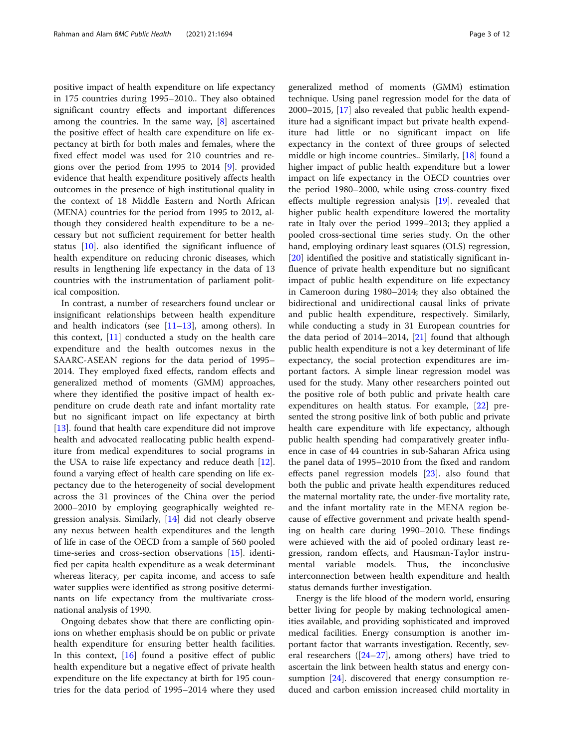positive impact of health expenditure on life expectancy in 175 countries during 1995–2010.. They also obtained significant country effects and important differences among the countries. In the same way, [8] ascertained the positive effect of health care expenditure on life expectancy at birth for both males and females, where the fixed effect model was used for 210 countries and regions over the period from 1995 to 2014 [9]. provided evidence that health expenditure positively affects health outcomes in the presence of high institutional quality in the context of 18 Middle Eastern and North African (MENA) countries for the period from 1995 to 2012, although they considered health expenditure to be a necessary but not sufficient requirement for better health status [10]. also identified the significant influence of health expenditure on reducing chronic diseases, which results in lengthening life expectancy in the data of 13 countries with the instrumentation of parliament political composition.

In contrast, a number of researchers found unclear or insignificant relationships between health expenditure and health indicators (see [11–13], among others). In this context, [11] conducted a study on the health care expenditure and the health outcomes nexus in the SAARC-ASEAN regions for the data period of 1995–2014. They employed fixed effects, random effects and generalized method of moments (GMM) approaches, where they identified the positive impact of health expenditure on crude death rate and infant mortality rate but no significant impact on life expectancy at birth [13]. found that health care expenditure did not improve health and advocated reallocating public health expenditure from medical expenditures to social programs in the USA to raise life expectancy and reduce death [12]. found a varying effect of health care spending on life expectancy due to the heterogeneity of social development across the 31 provinces of the China over the period 2000–2010 by employing geographically weighted regression analysis. Similarly, [14] did not clearly observe any nexus between health expenditures and the length of life in case of the OECD from a sample of 560 pooled time-series and cross-section observations [15]. identified per capita health expenditure as a weak determinant whereas literacy, per capita income, and access to safe water supplies were identified as strong positive determinants on life expectancy from the multivariate cross-national analysis of 1990.

Ongoing debates show that there are conflicting opinions on whether emphasis should be on public or private health expenditure for ensuring better health facilities. In this context, [16] found a positive effect of public health expenditure but a negative effect of private health expenditure on the life expectancy at birth for 195 countries for the data period of 1995–2014 where they used generalized method of moments (GMM) estimation technique. Using panel regression model for the data of 2000–2015, [17] also revealed that public health expenditure had a significant impact but private health expenditure had little or no significant impact on life expectancy in the context of three groups of selected middle or high income countries.. Similarly, [18] found a higher impact of public health expenditure but a lower impact on life expectancy in the OECD countries over the period 1980–2000, while using cross-country fixed effects multiple regression analysis [19]. revealed that higher public health expenditure lowered the mortality rate in Italy over the period 1999–2013; they applied a pooled cross-sectional time series study. On the other hand, employing ordinary least squares (OLS) regression, [20] identified the positive and statistically significant influence of private health expenditure but no significant impact of public health expenditure on life expectancy in Cameroon during 1980–2014; they also obtained the bidirectional and unidirectional causal links of private and public health expenditure, respectively. Similarly, while conducting a study in 31 European countries for the data period of 2014–2014, [21] found that although public health expenditure is not a key determinant of life expectancy, the social protection expenditures are important factors. A simple linear regression model was used for the study. Many other researchers pointed out the positive role of both public and private health care expenditures on health status. For example, [22] presented the strong positive link of both public and private health care expenditure with life expectancy, although public health spending had comparatively greater influence in case of 44 countries in sub-Saharan Africa using the panel data of 1995–2010 from the fixed and random effects panel regression models [23]. also found that both the public and private health expenditures reduced the maternal mortality rate, the under-five mortality rate, and the infant mortality rate in the MENA region because of effective government and private health spending on health care during 1990–2010. These findings were achieved with the aid of pooled ordinary least regression, random effects, and Hausman-Taylor instrumental variable models. Thus, the inconclusive interconnection between health expenditure and health status demands further investigation.

Energy is the life blood of the modern world, ensuring better living for people by making technological amenities available, and providing sophisticated and improved medical facilities. Energy consumption is another important factor that warrants investigation. Recently, several researchers ([24–27], among others) have tried to ascertain the link between health status and energy consumption [24]. discovered that energy consumption reduced and carbon emission increased child mortality in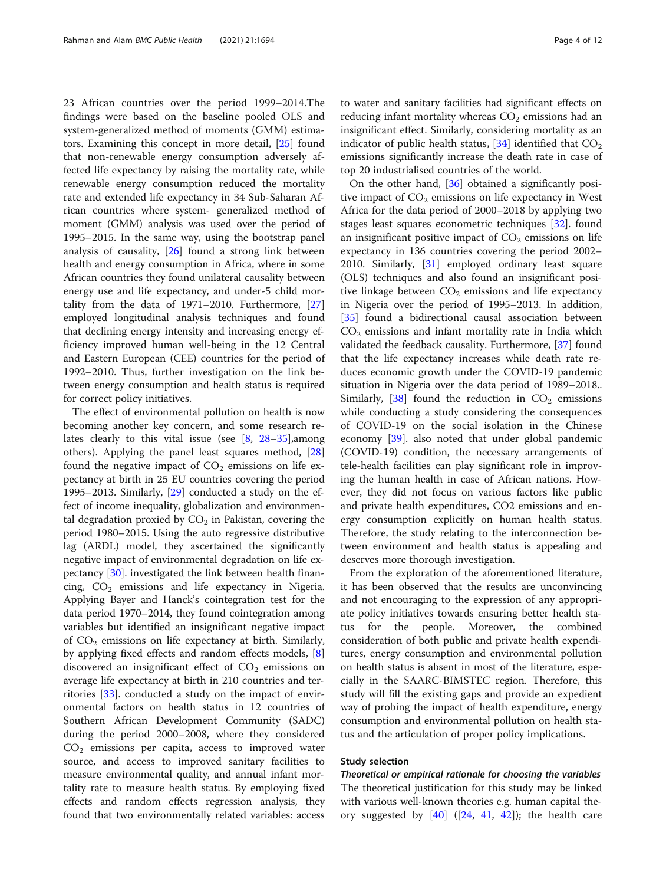23 African countries over the period 1999–2014.The findings were based on the baseline pooled OLS and system-generalized method of moments (GMM) estimators. Examining this concept in more detail, [25] found that non-renewable energy consumption adversely affected life expectancy by raising the mortality rate, while renewable energy consumption reduced the mortality rate and extended life expectancy in 34 Sub-Saharan African countries where system- generalized method of moment (GMM) analysis was used over the period of 1995–2015. In the same way, using the bootstrap panel analysis of causality, [26] found a strong link between health and energy consumption in Africa, where in some African countries they found unilateral causality between energy use and life expectancy, and under-5 child mortality from the data of 1971–2010. Furthermore, [27] employed longitudinal analysis techniques and found that declining energy intensity and increasing energy efficiency improved human well-being in the 12 Central and Eastern European (CEE) countries for the period of 1992–2010. Thus, further investigation on the link between energy consumption and health status is required for correct policy initiatives.

The effect of environmental pollution on health is now becoming another key concern, and some research relates clearly to this vital issue (see [8, 28–35],among others). Applying the panel least squares method, [28] found the negative impact of $CO_2$ emissions on life expectancy at birth in 25 EU countries covering the period 1995–2013. Similarly, [29] conducted a study on the effect of income inequality, globalization and environmental degradation proxied by $CO_2$ in Pakistan, covering the period 1980–2015. Using the auto regressive distributive lag (ARDL) model, they ascertained the significantly negative impact of environmental degradation on life expectancy [30]. investigated the link between health financing, $CO_2$ emissions and life expectancy in Nigeria. Applying Bayer and Hanck's cointegration test for the data period 1970–2014, they found cointegration among variables but identified an insignificant negative impact of $CO_2$ emissions on life expectancy at birth. Similarly, by applying fixed effects and random effects models, [8] discovered an insignificant effect of $CO_2$ emissions on average life expectancy at birth in 210 countries and territories [33]. conducted a study on the impact of environmental factors on health status in 12 countries of Southern African Development Community (SADC) during the period 2000–2008, where they considered $CO_2$ emissions per capita, access to improved water source, and access to improved sanitary facilities to measure environmental quality, and annual infant mortality rate to measure health status. By employing fixed effects and random effects regression analysis, they found that two environmentally related variables: access to water and sanitary facilities had significant effects on reducing infant mortality whereas $CO_2$ emissions had an insignificant effect. Similarly, considering mortality as an indicator of public health status, [34] identified that $CO_2$ emissions significantly increase the death rate in case of top 20 industrialised countries of the world.

On the other hand, [36] obtained a significantly positive impact of $CO_2$ emissions on life expectancy in West Africa for the data period of 2000–2018 by applying two stages least squares econometric techniques [32]. found an insignificant positive impact of $CO_2$ emissions on life expectancy in 136 countries covering the period 2002–2010. Similarly, [31] employed ordinary least square (OLS) techniques and also found an insignificant positive linkage between $CO_2$ emissions and life expectancy in Nigeria over the period of 1995–2013. In addition, [35] found a bidirectional causal association between $CO_2$ emissions and infant mortality rate in India which validated the feedback causality. Furthermore, [37] found that the life expectancy increases while death rate reduces economic growth under the COVID-19 pandemic situation in Nigeria over the data period of 1989–2018.. Similarly, [38] found the reduction in $CO_2$ emissions while conducting a study considering the consequences of COVID-19 on the social isolation in the Chinese economy [39]. also noted that under global pandemic (COVID-19) condition, the necessary arrangements of tele-health facilities can play significant role in improving the human health in case of African nations. However, they did not focus on various factors like public and private health expenditures, CO2 emissions and energy consumption explicitly on human health status. Therefore, the study relating to the interconnection between environment and health status is appealing and deserves more thorough investigation.

From the exploration of the aforementioned literature, it has been observed that the results are unconvincing and not encouraging to the expression of any appropriate policy initiatives towards ensuring better health status for the people. Moreover, the combined consideration of both public and private health expenditures, energy consumption and environmental pollution on health status is absent in most of the literature, especially in the SAARC-BIMSTEC region. Therefore, this study will fill the existing gaps and provide an expedient way of probing the impact of health expenditure, energy consumption and environmental pollution on health status and the articulation of proper policy implications.

## Study selection

### *Theoretical or empirical rationale for choosing the variables*

The theoretical justification for this study may be linked with various well-known theories e.g. human capital theory suggested by [40] ([24, 41, 42]); the health care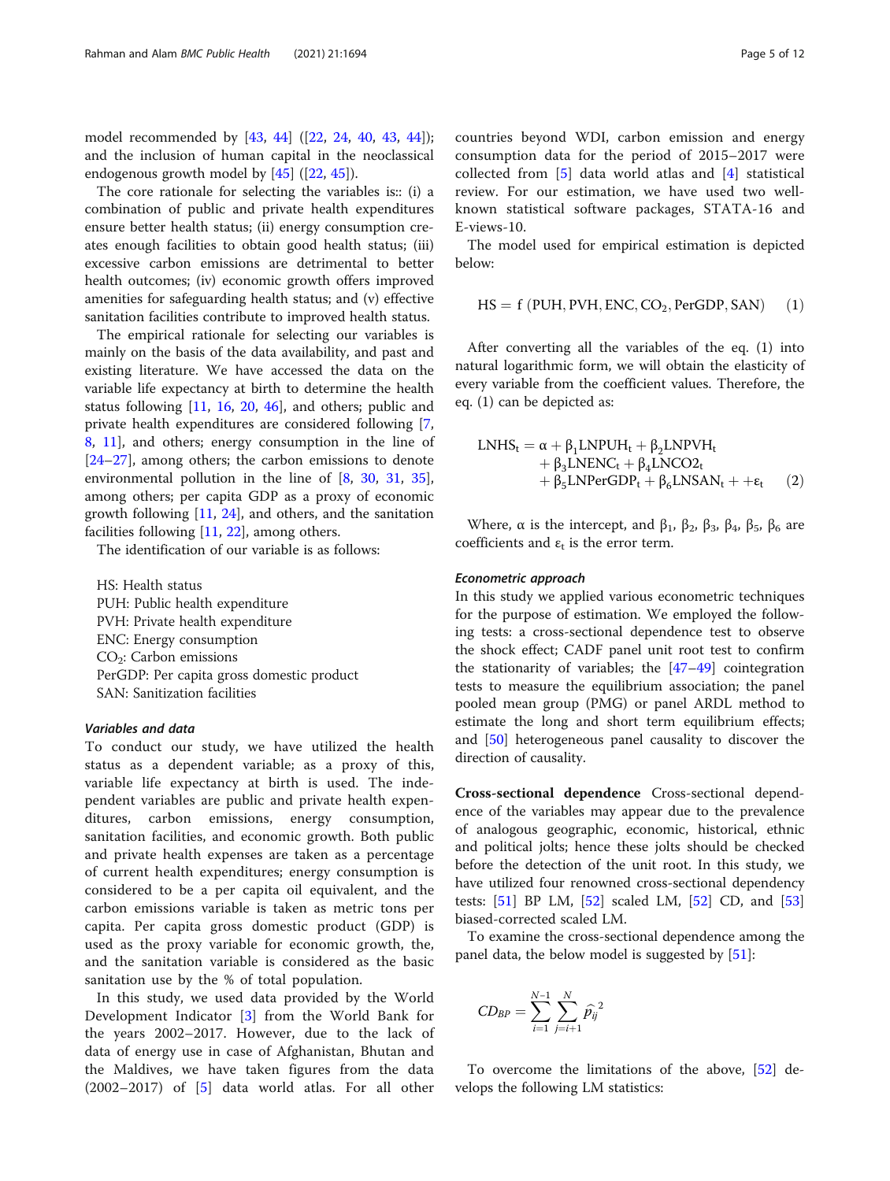model recommended by [43, 44] ([22, 24, 40, 43, 44]); and the inclusion of human capital in the neoclassical endogenous growth model by [45] ([22, 45]).

The core rationale for selecting the variables is:: (i) a combination of public and private health expenditures ensure better health status; (ii) energy consumption creates enough facilities to obtain good health status; (iii) excessive carbon emissions are detrimental to better health outcomes; (iv) economic growth offers improved amenities for safeguarding health status; and (v) effective sanitation facilities contribute to improved health status.

The empirical rationale for selecting our variables is mainly on the basis of the data availability, and past and existing literature. We have accessed the data on the variable life expectancy at birth to determine the health status following [11, 16, 20, 46], and others; public and private health expenditures are considered following [7, 8, 11], and others; energy consumption in the line of [24–27], among others; the carbon emissions to denote environmental pollution in the line of [8, 30, 31, 35], among others; per capita GDP as a proxy of economic growth following [11, 24], and others, and the sanitation facilities following [11, 22], among others.

The identification of our variable is as follows:

HS: Health status
PUH: Public health expenditure
PVH: Private health expenditure
ENC: Energy consumption
$CO_2$: Carbon emissions
PerGDP: Per capita gross domestic product
SAN: Sanitization facilities

#### *Variables and data*

To conduct our study, we have utilized the health status as a dependent variable; as a proxy of this, variable life expectancy at birth is used. The independent variables are public and private health expenditures, carbon emissions, energy consumption, sanitation facilities, and economic growth. Both public and private health expenses are taken as a percentage of current health expenditures; energy consumption is considered to be a per capita oil equivalent, and the carbon emissions variable is taken as metric tons per capita. Per capita gross domestic product (GDP) is used as the proxy variable for economic growth, the, and the sanitation variable is considered as the basic sanitation use by the % of total population.

In this study, we used data provided by the World Development Indicator [3] from the World Bank for the years 2002–2017. However, due to the lack of data of energy use in case of Afghanistan, Bhutan and the Maldives, we have taken figures from the data (2002–2017) of [5] data world atlas. For all other countries beyond WDI, carbon emission and energy consumption data for the period of 2015–2017 were collected from [5] data world atlas and [4] statistical review. For our estimation, we have used two well-known statistical software packages, STATA-16 and E-views-10.

The model used for empirical estimation is depicted below:

$$\mathrm{HS} = \mathrm{f}\left(\mathrm{PUH}, \mathrm{PVH}, \mathrm{ENC}, \mathrm{CO_2}, \mathrm{PerGDP}, \mathrm{SAN}\right) \quad (1)$$

After converting all the variables of the eq. (1) into natural logarithmic form, we will obtain the elasticity of every variable from the coefficient values. Therefore, the eq. (1) can be depicted as:

$$\begin{aligned}\mathrm{LNHS_t} = \alpha &+ \beta_1 \mathrm{LNPUH_t} + \beta_2 \mathrm{LNPVH_t} \\ &+ \beta_3 \mathrm{LNENC_t} + \beta_4 \mathrm{LNCO2_t} \\ &+ \beta_5 \mathrm{LNPerGDP_t} + \beta_6 \mathrm{LNSAN_t} + + \varepsilon_t \end{aligned} \quad (2)$$

Where, $\alpha$ is the intercept, and $\beta_1$, $\beta_2$, $\beta_3$, $\beta_4$, $\beta_5$, $\beta_6$ are coefficients and $\varepsilon_t$ is the error term.

#### *Econometric approach*

In this study we applied various econometric techniques for the purpose of estimation. We employed the following tests: a cross-sectional dependence test to observe the shock effect; CADF panel unit root test to confirm the stationarity of variables; the [47–49] cointegration tests to measure the equilibrium association; the panel pooled mean group (PMG) or panel ARDL method to estimate the long and short term equilibrium effects; and [50] heterogeneous panel causality to discover the direction of causality.

**Cross-sectional dependence** Cross-sectional dependence of the variables may appear due to the prevalence of analogous geographic, economic, historical, ethnic and political jolts; hence these jolts should be checked before the detection of the unit root. In this study, we have utilized four renowned cross-sectional dependency tests: [51] BP LM, [52] scaled LM, [52] CD, and [53] biased-corrected scaled LM.

To examine the cross-sectional dependence among the panel data, the below model is suggested by [51]:

$$CD_{BP} = \sum_{i=1}^{N-1} \sum_{j=i+1}^{N} \widehat{p}_{ij}^{\,2}$$

To overcome the limitations of the above, [52] develops the following LM statistics: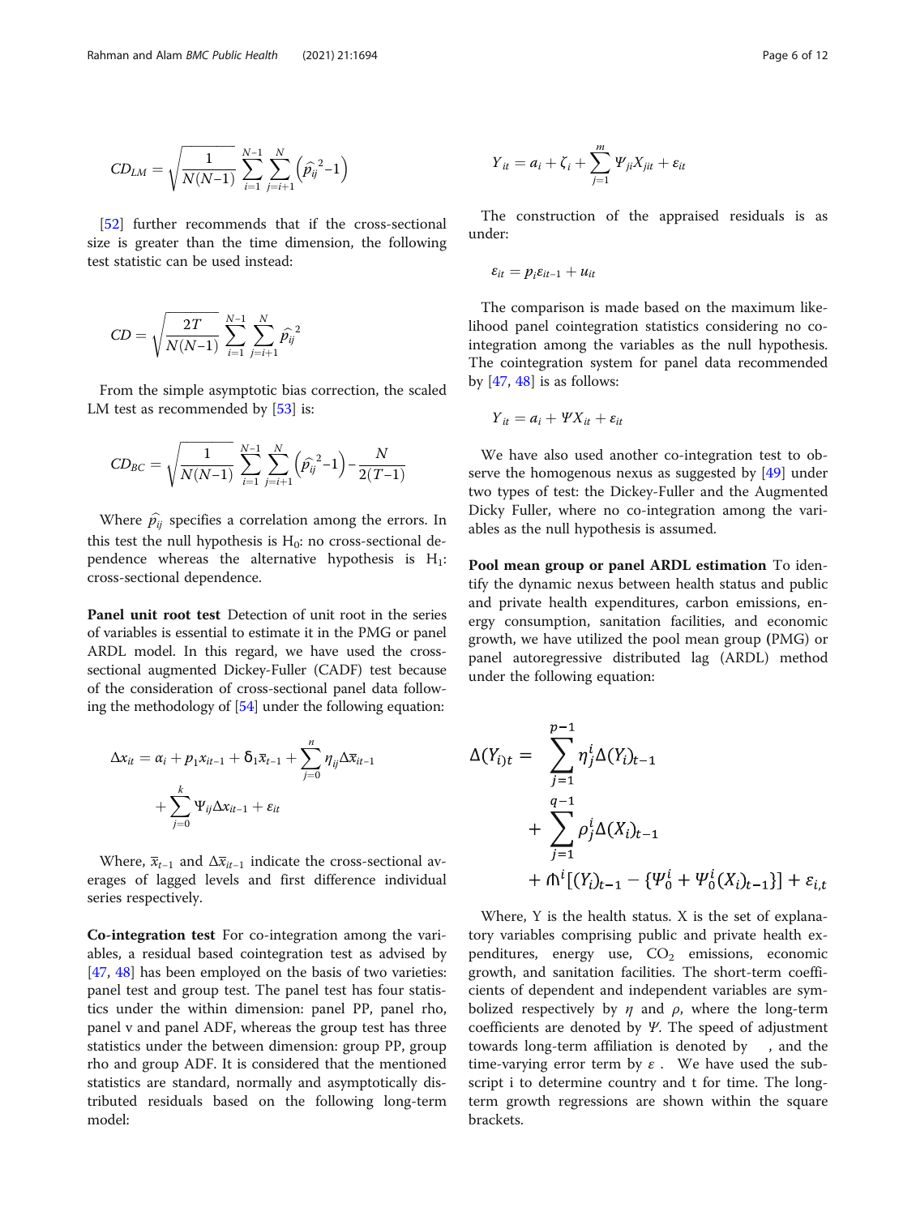$$CD_{LM} = \sqrt{\frac{1}{N(N-1)}} \sum_{i=1}^{N-1} \sum_{j=i+1}^{N} \left(\widehat{p}_{ij}^{\,2} - 1\right)$$

[52] further recommends that if the cross-sectional size is greater than the time dimension, the following test statistic can be used instead:

$$CD = \sqrt{\frac{2T}{N(N-1)}} \sum_{i=1}^{N-1} \sum_{j=i+1}^{N} \widehat{p}_{ij}^{\,2}$$

From the simple asymptotic bias correction, the scaled LM test as recommended by [53] is:

$$CD_{BC} = \sqrt{\frac{1}{N(N-1)}} \sum_{i=1}^{N-1} \sum_{j=i+1}^{N} \left(\widehat{p}_{ij}^{\,2} - 1\right) - \frac{N}{2(T-1)}$$

Where $\widehat{p}_{ij}$ specifies a correlation among the errors. In this test the null hypothesis is $H_0$: no cross-sectional dependence whereas the alternative hypothesis is $H_1$: cross-sectional dependence.

**Panel unit root test** Detection of unit root in the series of variables is essential to estimate it in the PMG or panel ARDL model. In this regard, we have used the cross-sectional augmented Dickey-Fuller (CADF) test because of the consideration of cross-sectional panel data following the methodology of [54] under the following equation:

$$\Delta x_{it} = \alpha_i + p_1 x_{it-1} + \delta_1 \overline{x}_{t-1} + \sum_{j=0}^{n} \eta_{ij} \Delta \overline{x}_{it-1} + \sum_{j=0}^{k} \Psi_{ij} \Delta x_{it-1} + \varepsilon_{it}$$

Where, $\overline{x}_{t-1}$ and $\Delta \overline{x}_{it-1}$ indicate the cross-sectional averages of lagged levels and first difference individual series respectively.

**Co-integration test** For co-integration among the variables, a residual based cointegration test as advised by [47, 48] has been employed on the basis of two varieties: panel test and group test. The panel test has four statistics under the within dimension: panel PP, panel rho, panel v and panel ADF, whereas the group test has three statistics under the between dimension: group PP, group rho and group ADF. It is considered that the mentioned statistics are standard, normally and asymptotically distributed residuals based on the following long-term model:

$$Y_{it} = a_i + \zeta_i + \sum_{j=1}^{m} \Psi_{ji} X_{jit} + \varepsilon_{it}$$

The construction of the appraised residuals is as under:

$$\varepsilon_{it} = p_i \varepsilon_{it-1} + u_{it}$$

The comparison is made based on the maximum likelihood panel cointegration statistics considering no co-integration among the variables as the null hypothesis. The cointegration system for panel data recommended by [47, 48] is as follows:

$$Y_{it} = a_i + \Psi X_{it} + \varepsilon_{it}$$

We have also used another co-integration test to observe the homogenous nexus as suggested by [49] under two types of test: the Dickey-Fuller and the Augmented Dicky Fuller, where no co-integration among the variables as the null hypothesis is assumed.

**Pool mean group or panel ARDL estimation** To identify the dynamic nexus between health status and public and private health expenditures, carbon emissions, energy consumption, sanitation facilities, and economic growth, we have utilized the pool mean group (PMG) or panel autoregressive distributed lag (ARDL) method under the following equation:

$$\Delta(Y_i)_t = \sum_{j=1}^{p-1} \eta_j^i \Delta(Y_i)_{t-1} + \sum_{j=1}^{q-1} \rho_j^i \Delta(X_i)_{t-1} + \text{ф}^i \left[(Y_i)_{t-1} - \{\Psi_0^i + \Psi_0^i (X_i)_{t-1}\}\right] + \varepsilon_{i,t}$$

Where, Y is the health status. X is the set of explanatory variables comprising public and private health expenditures, energy use, $CO_2$ emissions, economic growth, and sanitation facilities. The short-term coefficients of dependent and independent variables are symbolized respectively by $\eta$ and $\rho$, where the long-term coefficients are denoted by $\Psi$. The speed of adjustment towards long-term affiliation is denoted by , and the time-varying error term by $\varepsilon$. We have used the subscript i to determine country and t for time. The long-term growth regressions are shown within the square brackets.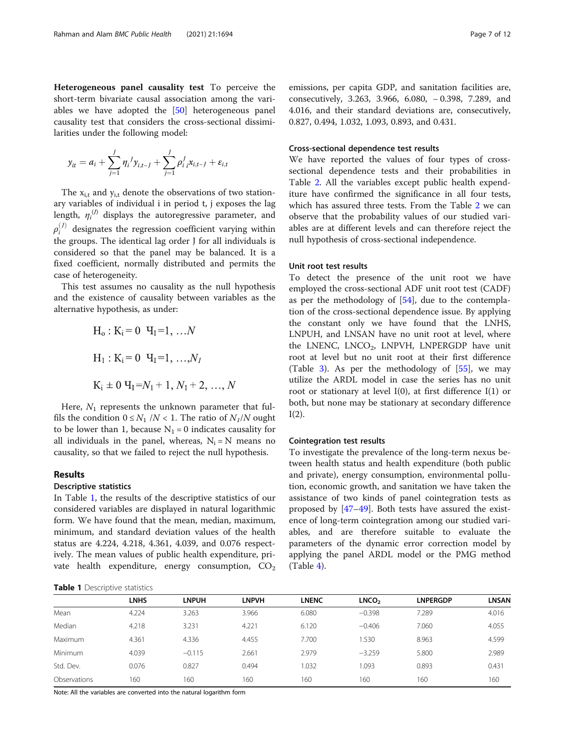**Heterogeneous panel causality test** To perceive the short-term bivariate causal association among the variables we have adopted the [50] heterogeneous panel causality test that considers the cross-sectional dissimilarities under the following model:

$$y_{it} = a_i + \sum_{j=1}^{J} \eta_i^{J} y_{i,t-J} + \sum_{j=1}^{J} \rho_i^{J}{}_i x_{i,t-J} + \varepsilon_{i,t}$$

The $x_{i,t}$ and $y_{i,t}$ denote the observations of two stationary variables of individual i in period t, j exposes the lag length, $\eta_i^{(J)}$ displays the autoregressive parameter, and $\rho_i^{(J)}$ designates the regression coefficient varying within the groups. The identical lag order J for all individuals is considered so that the panel may be balanced. It is a fixed coefficient, normally distributed and permits the case of heterogeneity.

This test assumes no causality as the null hypothesis and the existence of causality between variables as the alternative hypothesis, as under:

$$H_o : K_i = 0 \ \ Ч_I = 1, \ldots N$$

$$H_1 : K_i = 0 \ \ Ч_I = 1, \ldots, N_I$$

$$K_i \pm 0 \ Ч_I = N_I + 1, N_I + 2, \ldots, N$$

Here, $N_1$ represents the unknown parameter that fulfils the condition $0 \leq N_1 / N < 1$. The ratio of $N_I/N$ ought to be lower than 1, because $N_1 = 0$ indicates causality for all individuals in the panel, whereas, $N_i = N$ means no causality, so that we failed to reject the null hypothesis.

## Results

### Descriptive statistics

In Table 1, the results of the descriptive statistics of our considered variables are displayed in natural logarithmic form. We have found that the mean, median, maximum, minimum, and standard deviation values of the health status are 4.224, 4.218, 4.361, 4.039, and 0.076 respectively. The mean values of public health expenditure, private health expenditure, energy consumption, $CO_2$ emissions, per capita GDP, and sanitation facilities are, consecutively, 3.263, 3.966, 6.080, − 0.398, 7.289, and 4.016, and their standard deviations are, consecutively, 0.827, 0.494, 1.032, 1.093, 0.893, and 0.431.

### Cross-sectional dependence test results

We have reported the values of four types of cross-sectional dependence tests and their probabilities in Table 2. All the variables except public health expenditure have confirmed the significance in all four tests, which has assured three tests. From the Table 2 we can observe that the probability values of our studied variables are at different levels and can therefore reject the null hypothesis of cross-sectional independence.

### Unit root test results

To detect the presence of the unit root we have employed the cross-sectional ADF unit root test (CADF) as per the methodology of [54], due to the contemplation of the cross-sectional dependence issue. By applying the constant only we have found that the LNHS, LNPUH, and LNSAN have no unit root at level, where the LNENC, $LNCO_2$, LNPVH, LNPERGDP have unit root at level but no unit root at their first difference (Table 3). As per the methodology of [55], we may utilize the ARDL model in case the series has no unit root or stationary at level I(0), at first difference I(1) or both, but none may be stationary at secondary difference I(2).

### Cointegration test results

To investigate the prevalence of the long-term nexus between health status and health expenditure (both public and private), energy consumption, environmental pollution, economic growth, and sanitation we have taken the assistance of two kinds of panel cointegration tests as proposed by [47–49]. Both tests have assured the existence of long-term cointegration among our studied variables, and are therefore suitable to evaluate the parameters of the dynamic error correction model by applying the panel ARDL model or the PMG method (Table 4).

**Table 1** Descriptive statistics

| | LNHS | LNPUH | LNPVH | LNENC | $LNCO_2$ | LNPERGDP | LNSAN |
|---|---|---|---|---|---|---|---|
| Mean | 4.224 | 3.263 | 3.966 | 6.080 | −0.398 | 7.289 | 4.016 |
| Median | 4.218 | 3.231 | 4.221 | 6.120 | −0.406 | 7.060 | 4.055 |
| Maximum | 4.361 | 4.336 | 4.455 | 7.700 | 1.530 | 8.963 | 4.599 |
| Minimum | 4.039 | −0.115 | 2.661 | 2.979 | −3.259 | 5.800 | 2.989 |
| Std. Dev. | 0.076 | 0.827 | 0.494 | 1.032 | 1.093 | 0.893 | 0.431 |
| Observations | 160 | 160 | 160 | 160 | 160 | 160 | 160 |

Note: All the variables are converted into the natural logarithm form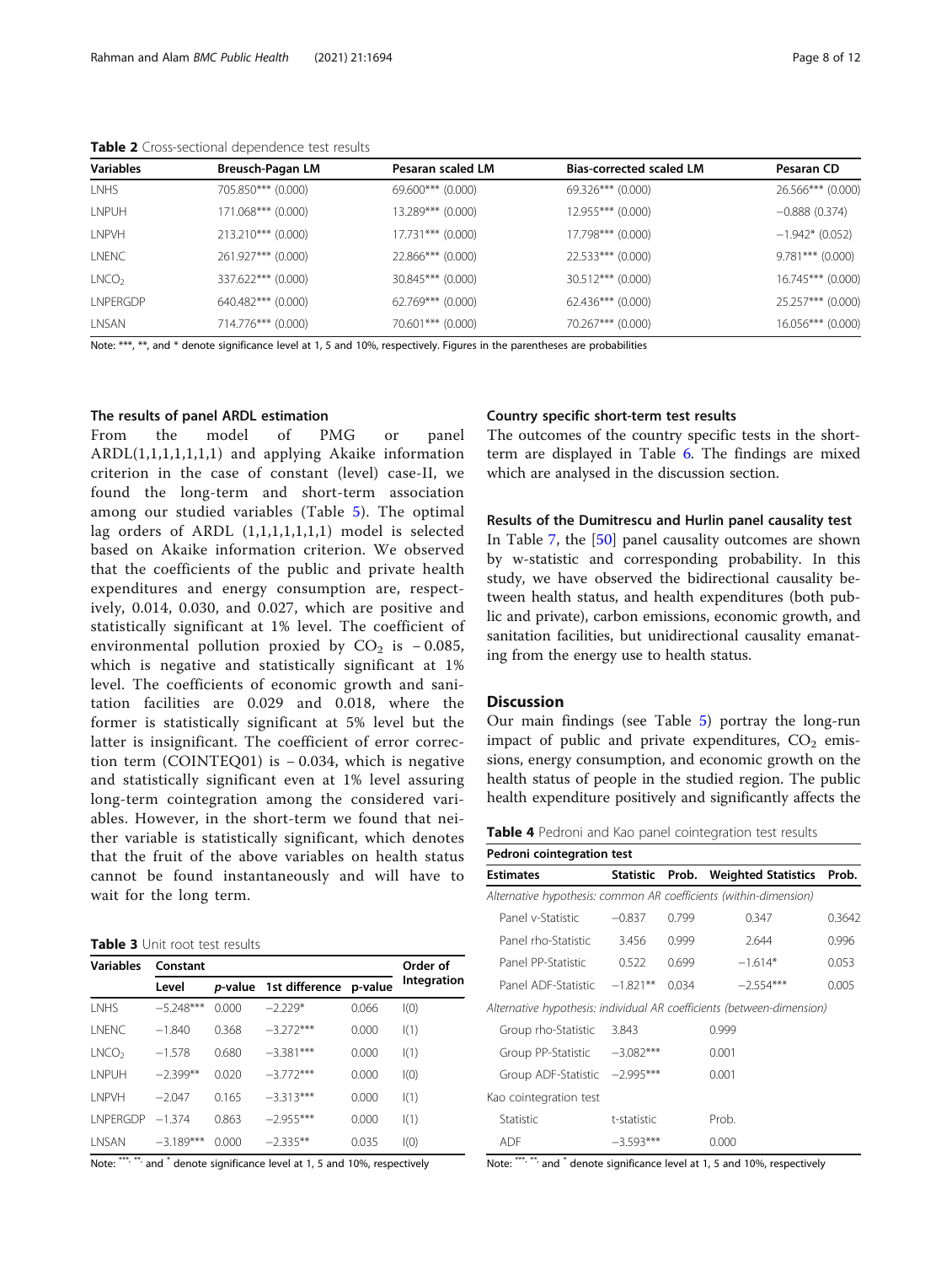**Table 2** Cross-sectional dependence test results

| Variables | Breusch-Pagan LM | Pesaran scaled LM | Bias-corrected scaled LM | Pesaran CD |
|---|---|---|---|---|
| LNHS | 705.850*** (0.000) | 69.600*** (0.000) | 69.326*** (0.000) | 26.566*** (0.000) |
| LNPUH | 171.068*** (0.000) | 13.289*** (0.000) | 12.955*** (0.000) | −0.888 (0.374) |
| LNPVH | 213.210*** (0.000) | 17.731*** (0.000) | 17.798*** (0.000) | −1.942* (0.052) |
| LNENC | 261.927*** (0.000) | 22.866*** (0.000) | 22.533*** (0.000) | 9.781*** (0.000) |
| $LNCO_2$ | 337.622*** (0.000) | 30.845*** (0.000) | 30.512*** (0.000) | 16.745*** (0.000) |
| LNPERGDP | 640.482*** (0.000) | 62.769*** (0.000) | 62.436*** (0.000) | 25.257*** (0.000) |
| LNSAN | 714.776*** (0.000) | 70.601*** (0.000) | 70.267*** (0.000) | 16.056*** (0.000) |

Note: ***, **, and * denote significance level at 1, 5 and 10%, respectively. Figures in the parentheses are probabilities

#### The results of panel ARDL estimation

From the model of PMG or panel ARDL(1,1,1,1,1,1,1) and applying Akaike information criterion in the case of constant (level) case-II, we found the long-term and short-term association among our studied variables (Table 5). The optimal lag orders of ARDL (1,1,1,1,1,1,1) model is selected based on Akaike information criterion. We observed that the coefficients of the public and private health expenditures and energy consumption are, respectively, 0.014, 0.030, and 0.027, which are positive and statistically significant at 1% level. The coefficient of environmental pollution proxied by $CO_2$ is − 0.085, which is negative and statistically significant at 1% level. The coefficients of economic growth and sanitation facilities are 0.029 and 0.018, where the former is statistically significant at 5% level but the latter is insignificant. The coefficient of error correction term (COINTEQ01) is − 0.034, which is negative and statistically significant even at 1% level assuring long-term cointegration among the considered variables. However, in the short-term we found that neither variable is statistically significant, which denotes that the fruit of the above variables on health status cannot be found instantaneously and will have to wait for the long term.

**Table 3** Unit root test results

| Variables | Constant | | | | Order of Integration |
|---|---|---|---|---|---|
| | Level | *p*-value | 1st difference | p-value | |
| LNHS | −5.248*** | 0.000 | −2.229* | 0.066 | I(0) |
| LNENC | −1.840 | 0.368 | −3.272*** | 0.000 | I(1) |
| $LNCO_2$ | −1.578 | 0.680 | −3.381*** | 0.000 | I(1) |
| LNPUH | −2.399** | 0.020 | −3.772*** | 0.000 | I(0) |
| LNPVH | −2.047 | 0.165 | −3.313*** | 0.000 | I(1) |
| LNPERGDP | −1.374 | 0.863 | −2.955*** | 0.000 | I(1) |
| LNSAN | −3.189*** | 0.000 | −2.335** | 0.035 | I(0) |

Note: ***, **, and * denote significance level at 1, 5 and 10%, respectively

#### Country specific short-term test results

The outcomes of the country specific tests in the short-term are displayed in Table 6. The findings are mixed which are analysed in the discussion section.

#### Results of the Dumitrescu and Hurlin panel causality test

In Table 7, the [50] panel causality outcomes are shown by w-statistic and corresponding probability. In this study, we have observed the bidirectional causality between health status, and health expenditures (both public and private), carbon emissions, economic growth, and sanitation facilities, but unidirectional causality emanating from the energy use to health status.

## Discussion

Our main findings (see Table 5) portray the long-run impact of public and private expenditures, $CO_2$ emissions, energy consumption, and economic growth on the health status of people in the studied region. The public health expenditure positively and significantly affects the

**Table 4** Pedroni and Kao panel cointegration test results

| Pedroni cointegration test | | | | |
|---|---|---|---|---|
| Estimates | Statistic | Prob. | Weighted Statistics | Prob. |
| *Alternative hypothesis: common AR coefficients (within-dimension)* | | | | |
| Panel v-Statistic | −0.837 | 0.799 | 0.347 | 0.3642 |
| Panel rho-Statistic | 3.456 | 0.999 | 2.644 | 0.996 |
| Panel PP-Statistic | 0.522 | 0.699 | −1.614* | 0.053 |
| Panel ADF-Statistic | −1.821** | 0.034 | −2.554*** | 0.005 |
| *Alternative hypothesis: individual AR coefficients (between-dimension)* | | | | |
| Group rho-Statistic | 3.843 | | 0.999 | |
| Group PP-Statistic | −3.082*** | | 0.001 | |
| Group ADF-Statistic | −2.995*** | | 0.001 | |
| Kao cointegration test | | | | |
| Statistic | t-statistic | | Prob. | |
| ADF | −3.593*** | | 0.000 | |

Note: ***, **, and * denote significance level at 1, 5 and 10%, respectively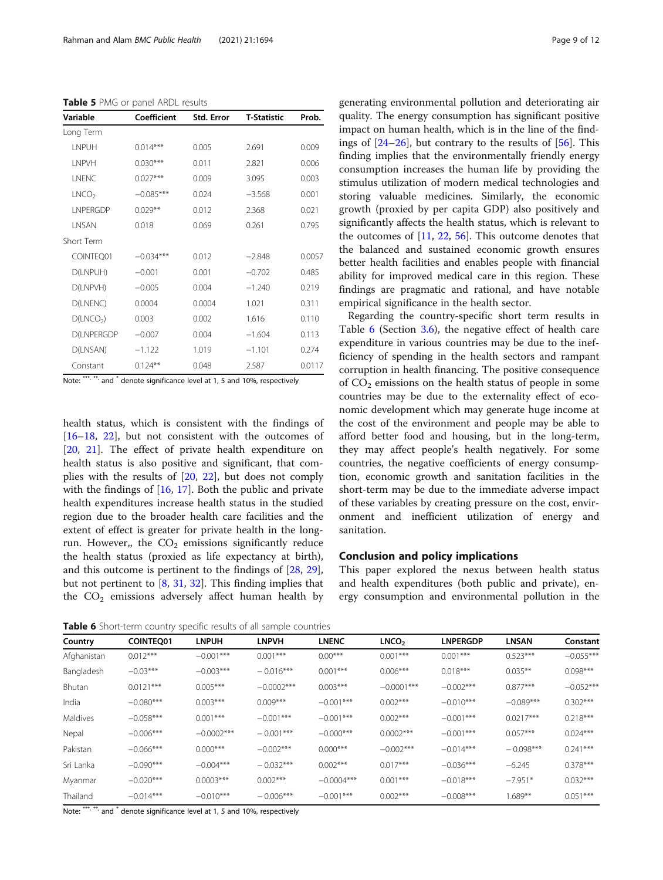**Table 5** PMG or panel ARDL results

| Variable | Coefficient | Std. Error | T-Statistic | Prob. |
|---|---|---|---|---|
| Long Term | | | | |
| LNPUH | 0.014*** | 0.005 | 2.691 | 0.009 |
| LNPVH | 0.030*** | 0.011 | 2.821 | 0.006 |
| LNENC | 0.027*** | 0.009 | 3.095 | 0.003 |
| $LNCO_2$ | −0.085*** | 0.024 | −3.568 | 0.001 |
| LNPERGDP | 0.029** | 0.012 | 2.368 | 0.021 |
| LNSAN | 0.018 | 0.069 | 0.261 | 0.795 |
| Short Term | | | | |
| COINTEQ01 | −0.034*** | 0.012 | −2.848 | 0.0057 |
| D(LNPUH) | −0.001 | 0.001 | −0.702 | 0.485 |
| D(LNPVH) | −0.005 | 0.004 | −1.240 | 0.219 |
| D(LNENC) | 0.0004 | 0.0004 | 1.021 | 0.311 |
| D($LNCO_2$) | 0.003 | 0.002 | 1.616 | 0.110 |
| D(LNPERGDP | −0.007 | 0.004 | −1.604 | 0.113 |
| D(LNSAN) | −1.122 | 1.019 | −1.101 | 0.274 |
| Constant | 0.124** | 0.048 | 2.587 | 0.0117 |

Note: ***, ** and * denote significance level at 1, 5 and 10%, respectively

health status, which is consistent with the findings of [16–18, 22], but not consistent with the outcomes of [20, 21]. The effect of private health expenditure on health status is also positive and significant, that complies with the results of [20, 22], but does not comply with the findings of [16, 17]. Both the public and private health expenditures increase health status in the studied region due to the broader health care facilities and the extent of effect is greater for private health in the long-run. However,, the $CO_2$ emissions significantly reduce the health status (proxied as life expectancy at birth), and this outcome is pertinent to the findings of [28, 29], but not pertinent to [8, 31, 32]. This finding implies that the $CO_2$ emissions adversely affect human health by generating environmental pollution and deteriorating air quality. The energy consumption has significant positive impact on human health, which is in the line of the findings of [24–26], but contrary to the results of [56]. This finding implies that the environmentally friendly energy consumption increases the human life by providing the stimulus utilization of modern medical technologies and storing valuable medicines. Similarly, the economic growth (proxied by per capita GDP) also positively and significantly affects the health status, which is relevant to the outcomes of [11, 22, 56]. This outcome denotes that the balanced and sustained economic growth ensures better health facilities and enables people with financial ability for improved medical care in this region. These findings are pragmatic and rational, and have notable empirical significance in the health sector.

Regarding the country-specific short term results in Table 6 (Section 3.6), the negative effect of health care expenditure in various countries may be due to the inefficiency of spending in the health sectors and rampant corruption in health financing. The positive consequence of $CO_2$ emissions on the health status of people in some countries may be due to the externality effect of economic development which may generate huge income at the cost of the environment and people may be able to afford better food and housing, but in the long-term, they may affect people's health negatively. For some countries, the negative coefficients of energy consumption, economic growth and sanitation facilities in the short-term may be due to the immediate adverse impact of these variables by creating pressure on the cost, environment and inefficient utilization of energy and sanitation.

## Conclusion and policy implications

This paper explored the nexus between health status and health expenditures (both public and private), energy consumption and environmental pollution in the

**Table 6** Short-term country specific results of all sample countries

| Country | COINTEQ01 | LNPUH | LNPVH | LNENC | $LNCO_2$ | LNPERGDP | LNSAN | Constant |
|---|---|---|---|---|---|---|---|---|
| Afghanistan | 0.012*** | −0.001*** | 0.001*** | 0.00*** | 0.001*** | 0.001*** | 0.523*** | −0.055*** |
| Bangladesh | −0.03*** | −0.003*** | − 0.016*** | 0.001*** | 0.006*** | 0.018*** | 0.035** | 0.098*** |
| Bhutan | 0.0121*** | 0.005*** | −0.0002*** | 0.003*** | −0.0001*** | −0.002*** | 0.877*** | −0.052*** |
| India | −0.080*** | 0.003*** | 0.009*** | −0.001*** | 0.002*** | −0.010*** | −0.089*** | 0.302*** |
| Maldives | −0.058*** | 0.001*** | −0.001*** | −0.001*** | 0.002*** | −0.001*** | 0.0217*** | 0.218*** |
| Nepal | −0.006*** | −0.0002*** | − 0.001*** | −0.000*** | 0.0002*** | −0.001*** | 0.057*** | 0.024*** |
| Pakistan | −0.066*** | 0.000*** | −0.002*** | 0.000*** | −0.002*** | −0.014*** | − 0.098*** | 0.241*** |
| Sri Lanka | −0.090*** | −0.004*** | − 0.032*** | 0.002*** | 0.017*** | −0.036*** | −6.245 | 0.378*** |
| Myanmar | −0.020*** | 0.0003*** | 0.002*** | −0.0004*** | 0.001*** | −0.018*** | −7.951* | 0.032*** |
| Thailand | −0.014*** | −0.010*** | − 0.006*** | −0.001*** | 0.002*** | −0.008*** | 1.689** | 0.051*** |

Note: ***, ** and * denote significance level at 1, 5 and 10%, respectively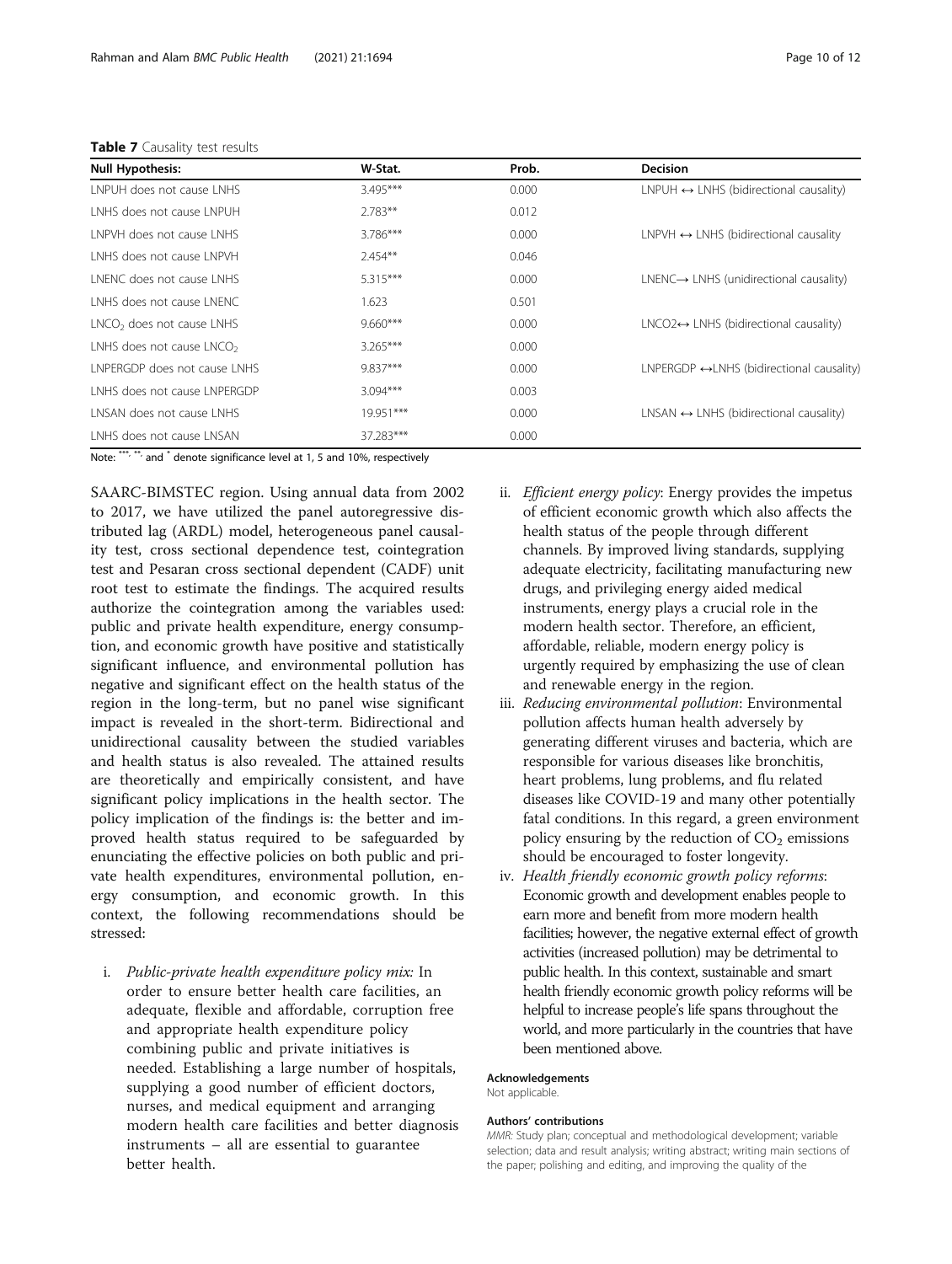**Table 7** Causality test results

| Null Hypothesis: | W-Stat. | Prob. | Decision |
|---|---|---|---|
| LNPUH does not cause LNHS | 3.495*** | 0.000 | LNPUH ↔ LNHS (bidirectional causality) |
| LNHS does not cause LNPUH | 2.783** | 0.012 | |
| LNPVH does not cause LNHS | 3.786*** | 0.000 | LNPVH ↔ LNHS (bidirectional causality |
| LNHS does not cause LNPVH | 2.454** | 0.046 | |
| LNENC does not cause LNHS | 5.315*** | 0.000 | LNENC→ LNHS (unidirectional causality) |
| LNHS does not cause LNENC | 1.623 | 0.501 | |
| $LNCO_2$ does not cause LNHS | 9.660*** | 0.000 | LNCO2↔ LNHS (bidirectional causality) |
| LNHS does not cause $LNCO_2$ | 3.265*** | 0.000 | |
| LNPERGDP does not cause LNHS | 9.837*** | 0.000 | LNPERGDP ↔LNHS (bidirectional causality) |
| LNHS does not cause LNPERGDP | 3.094*** | 0.003 | |
| LNSAN does not cause LNHS | 19.951*** | 0.000 | LNSAN ↔ LNHS (bidirectional causality) |
| LNHS does not cause LNSAN | 37.283*** | 0.000 | |

Note: ***, ** and * denote significance level at 1, 5 and 10%, respectively

SAARC-BIMSTEC region. Using annual data from 2002 to 2017, we have utilized the panel autoregressive distributed lag (ARDL) model, heterogeneous panel causality test, cross sectional dependence test, cointegration test and Pesaran cross sectional dependent (CADF) unit root test to estimate the findings. The acquired results authorize the cointegration among the variables used: public and private health expenditure, energy consumption, and economic growth have positive and statistically significant influence, and environmental pollution has negative and significant effect on the health status of the region in the long-term, but no panel wise significant impact is revealed in the short-term. Bidirectional and unidirectional causality between the studied variables and health status is also revealed. The attained results are theoretically and empirically consistent, and have significant policy implications in the health sector. The policy implication of the findings is: the better and improved health status required to be safeguarded by enunciating the effective policies on both public and private health expenditures, environmental pollution, energy consumption, and economic growth. In this context, the following recommendations should be stressed:

i. *Public-private health expenditure policy mix:* In order to ensure better health care facilities, an adequate, flexible and affordable, corruption free and appropriate health expenditure policy combining public and private initiatives is needed. Establishing a large number of hospitals, supplying a good number of efficient doctors, nurses, and medical equipment and arranging modern health care facilities and better diagnosis instruments – all are essential to guarantee better health.
ii. *Efficient energy policy*: Energy provides the impetus of efficient economic growth which also affects the health status of the people through different channels. By improved living standards, supplying adequate electricity, facilitating manufacturing new drugs, and privileging energy aided medical instruments, energy plays a crucial role in the modern health sector. Therefore, an efficient, affordable, reliable, modern energy policy is urgently required by emphasizing the use of clean and renewable energy in the region.
iii. *Reducing environmental pollution*: Environmental pollution affects human health adversely by generating different viruses and bacteria, which are responsible for various diseases like bronchitis, heart problems, lung problems, and flu related diseases like COVID-19 and many other potentially fatal conditions. In this regard, a green environment policy ensuring by the reduction of $CO_2$ emissions should be encouraged to foster longevity.
iv. *Health friendly economic growth policy reforms*: Economic growth and development enables people to earn more and benefit from more modern health facilities; however, the negative external effect of growth activities (increased pollution) may be detrimental to public health. In this context, sustainable and smart health friendly economic growth policy reforms will be helpful to increase people's life spans throughout the world, and more particularly in the countries that have been mentioned above.

#### Acknowledgements
Not applicable.

#### Authors' contributions
*MMR:* Study plan; conceptual and methodological development; variable selection; data and result analysis; writing abstract; writing main sections of the paper; polishing and editing, and improving the quality of the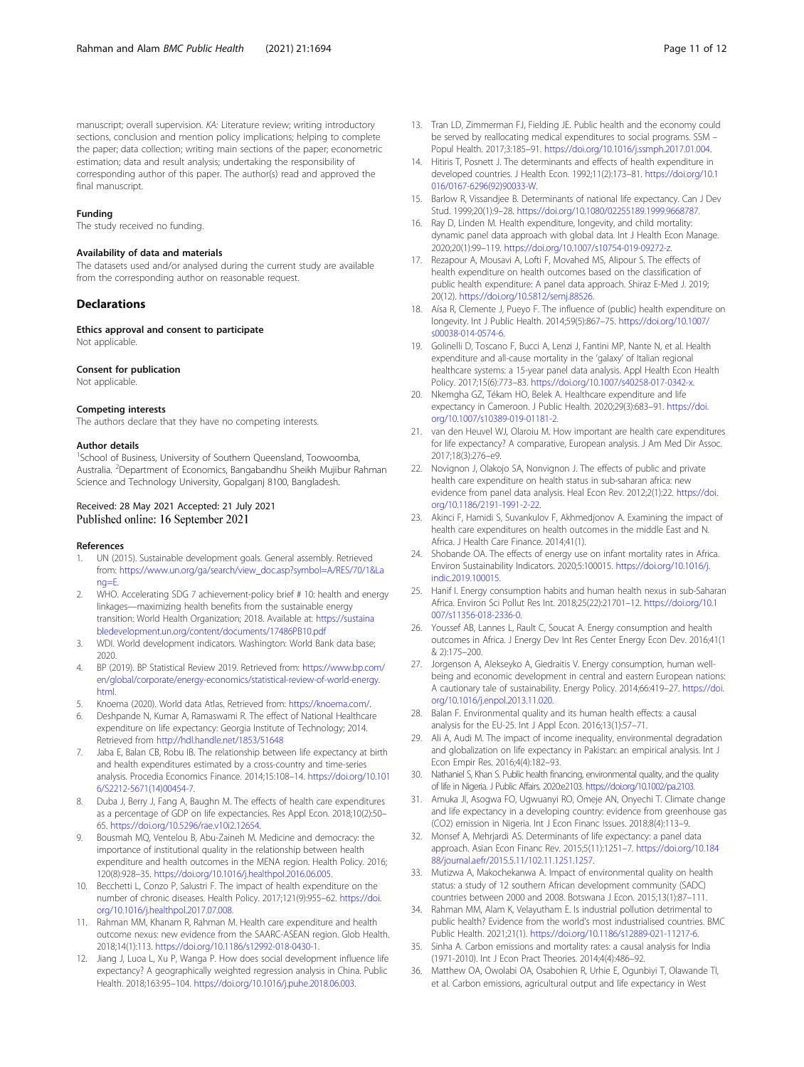manuscript; overall supervision. *KA:* Literature review; writing introductory sections, conclusion and mention policy implications; helping to complete the paper; data collection; writing main sections of the paper; econometric estimation; data and result analysis; undertaking the responsibility of corresponding author of this paper. The author(s) read and approved the final manuscript.

### Funding

The study received no funding.

### Availability of data and materials

The datasets used and/or analysed during the current study are available from the corresponding author on reasonable request.

## Declarations

### Ethics approval and consent to participate

Not applicable.

### Consent for publication

Not applicable.

### Competing interests

The authors declare that they have no competing interests.

### Author details

[1]School of Business, University of Southern Queensland, Toowoomba, Australia. [2]Department of Economics, Bangabandhu Sheikh Mujibur Rahman Science and Technology University, Gopalganj 8100, Bangladesh.

Received: 28 May 2021 Accepted: 21 July 2021
Published online: 16 September 2021

### References

1. UN (2015). Sustainable development goals. General assembly. Retrieved from: https://www.un.org/ga/search/view_doc.asp?symbol=A/RES/70/1&Lang=E.
2. WHO. Accelerating SDG 7 achievement-policy brief # 10: health and energy linkages—maximizing health benefits from the sustainable energy transition: World Health Organization; 2018. Available at: https://sustainabledevelopment.un.org/content/documents/17486PB10.pdf
3. WDI. World development indicators. Washington: World Bank data base; 2020.
4. BP (2019). BP Statistical Review 2019. Retrieved from: https://www.bp.com/en/global/corporate/energy-economics/statistical-review-of-world-energy.html.
5. Knoema (2020). World data Atlas. Retrieved from: https://knoema.com/.
6. Deshpande N, Kumar A, Ramaswami R. The effect of National Healthcare expenditure on life expectancy: Georgia Institute of Technology; 2014. Retrieved from http://hdl.handle.net/1853/51648
7. Jaba E, Balan CB, Robu IB. The relationship between life expectancy at birth and health expenditures estimated by a cross-country and time-series analysis. Procedia Economics Finance. 2014;15:108–14. https://doi.org/10.1016/S2212-5671(14)00454-7.
8. Duba J, Berry J, Fang A, Baughn M. The effects of health care expenditures as a percentage of GDP on life expectancies. Res Appl Econ. 2018;10(2):50–65. https://doi.org/10.5296/rae.v10i2.12654.
9. Bousmah MQ, Ventelou B, Abu-Zaineh M. Medicine and democracy: the importance of institutional quality in the relationship between health expenditure and health outcomes in the MENA region. Health Policy. 2016;120(8):928–35. https://doi.org/10.1016/j.healthpol.2016.06.005.
10. Becchetti L, Conzo P, Salustri F. The impact of health expenditure on the number of chronic diseases. Health Policy. 2017;121(9):955–62. https://doi.org/10.1016/j.healthpol.2017.07.008.
11. Rahman MM, Khanam R, Rahman M. Health care expenditure and health outcome nexus: new evidence from the SAARC-ASEAN region. Glob Health. 2018;14(1):113. https://doi.org/10.1186/s12992-018-0430-1.
12. Jiang J, Luoa L, Xu P, Wanga P. How does social development influence life expectancy? A geographically weighted regression analysis in China. Public Health. 2018;163:95–104. https://doi.org/10.1016/j.puhe.2018.06.003.
13. Tran LD, Zimmerman FJ, Fielding JE. Public health and the economy could be served by reallocating medical expenditures to social programs. SSM – Popul Health. 2017;3:185–91. https://doi.org/10.1016/j.ssmph.2017.01.004.
14. Hitiris T, Posnett J. The determinants and effects of health expenditure in developed countries. J Health Econ. 1992;11(2):173–81. https://doi.org/10.1016/0167-6296(92)90033-W.
15. Barlow R, Vissandjee B. Determinants of national life expectancy. Can J Dev Stud. 1999;20(1):9–28. https://doi.org/10.1080/02255189.1999.9668787.
16. Ray D, Linden M. Health expenditure, longevity, and child mortality: dynamic panel data approach with global data. Int J Health Econ Manage. 2020;20(1):99–119. https://doi.org/10.1007/s10754-019-09272-z.
17. Rezapour A, Mousavi A, Lofti F, Movahed MS, Alipour S. The effects of health expenditure on health outcomes based on the classification of public health expenditure: A panel data approach. Shiraz E-Med J. 2019;20(12). https://doi.org/10.5812/semj.88526.
18. Aísa R, Clemente J, Pueyo F. The influence of (public) health expenditure on longevity. Int J Public Health. 2014;59(5):867–75. https://doi.org/10.1007/s00038-014-0574-6.
19. Golinelli D, Toscano F, Bucci A, Lenzi J, Fantini MP, Nante N, et al. Health expenditure and all-cause mortality in the 'galaxy' of Italian regional healthcare systems: a 15-year panel data analysis. Appl Health Econ Health Policy. 2017;15(6):773–83. https://doi.org/10.1007/s40258-017-0342-x.
20. Nkemgha GZ, Tékam HO, Belek A. Healthcare expenditure and life expectancy in Cameroon. J Public Health. 2020;29(3):683–91. https://doi.org/10.1007/s10389-019-01181-2.
21. van den Heuvel WJ, Olaroiu M. How important are health care expenditures for life expectancy? A comparative, European analysis. J Am Med Dir Assoc. 2017;18(3):276–e9.
22. Novignon J, Olakojo SA, Nonvignon J. The effects of public and private health care expenditure on health status in sub-saharan africa: new evidence from panel data analysis. Heal Econ Rev. 2012;2(1):22. https://doi.org/10.1186/2191-1991-2-22.
23. Akinci F, Hamidi S, Suvankulov F, Akhmedjonov A. Examining the impact of health care expenditures on health outcomes in the middle East and N. Africa. J Health Care Finance. 2014;41(1).
24. Shobande OA. The effects of energy use on infant mortality rates in Africa. Environ Sustainability Indicators. 2020;5:100015. https://doi.org/10.1016/j.indic.2019.100015.
25. Hanif I. Energy consumption habits and human health nexus in sub-Saharan Africa. Environ Sci Pollut Res Int. 2018;25(22):21701–12. https://doi.org/10.1007/s11356-018-2336-0.
26. Youssef AB, Lannes L, Rault C, Soucat A. Energy consumption and health outcomes in Africa. J Energy Dev Int Res Center Energy Econ Dev. 2016;41(1 & 2):175–200.
27. Jorgenson A, Alekseyko A, Giedraitis V. Energy consumption, human well-being and economic development in central and eastern European nations: A cautionary tale of sustainability. Energy Policy. 2014;66:419–27. https://doi.org/10.1016/j.enpol.2013.11.020.
28. Balan F. Environmental quality and its human health effects: a causal analysis for the EU-25. Int J Appl Econ. 2016;13(1):57–71.
29. Ali A, Audi M. The impact of income inequality, environmental degradation and globalization on life expectancy in Pakistan: an empirical analysis. Int J Econ Empir Res. 2016;4(4):182–93.
30. Nathaniel S, Khan S. Public health financing, environmental quality, and the quality of life in Nigeria. J Public Affairs. 2020:e2103. https://doi.org/10.1002/pa.2103.
31. Amuka JI, Asogwa FO, Ugwuanyi RO, Omeje AN, Onyechi T. Climate change and life expectancy in a developing country: evidence from greenhouse gas (CO2) emission in Nigeria. Int J Econ Financ Issues. 2018;8(4):113–9.
32. Monsef A, Mehrjardi AS. Determinants of life expectancy: a panel data approach. Asian Econ Financ Rev. 2015;5(11):1251–7. https://doi.org/10.18488/journal.aefr/2015.5.11/102.11.1251.1257.
33. Mutizwa A, Makochekanwa A. Impact of environmental quality on health status: a study of 12 southern African development community (SADC) countries between 2000 and 2008. Botswana J Econ. 2015;13(1):87–111.
34. Rahman MM, Alam K, Velayutham E. Is industrial pollution detrimental to public health? Evidence from the world's most industrialised countries. BMC Public Health. 2021;21(1). https://doi.org/10.1186/s12889-021-11217-6.
35. Sinha A. Carbon emissions and mortality rates: a causal analysis for India (1971-2010). Int J Econ Pract Theories. 2014;4(4):486–92.
36. Matthew OA, Owolabi OA, Osabohien R, Urhie E, Ogunbiyi T, Olawande TI, et al. Carbon emissions, agricultural output and life expectancy in West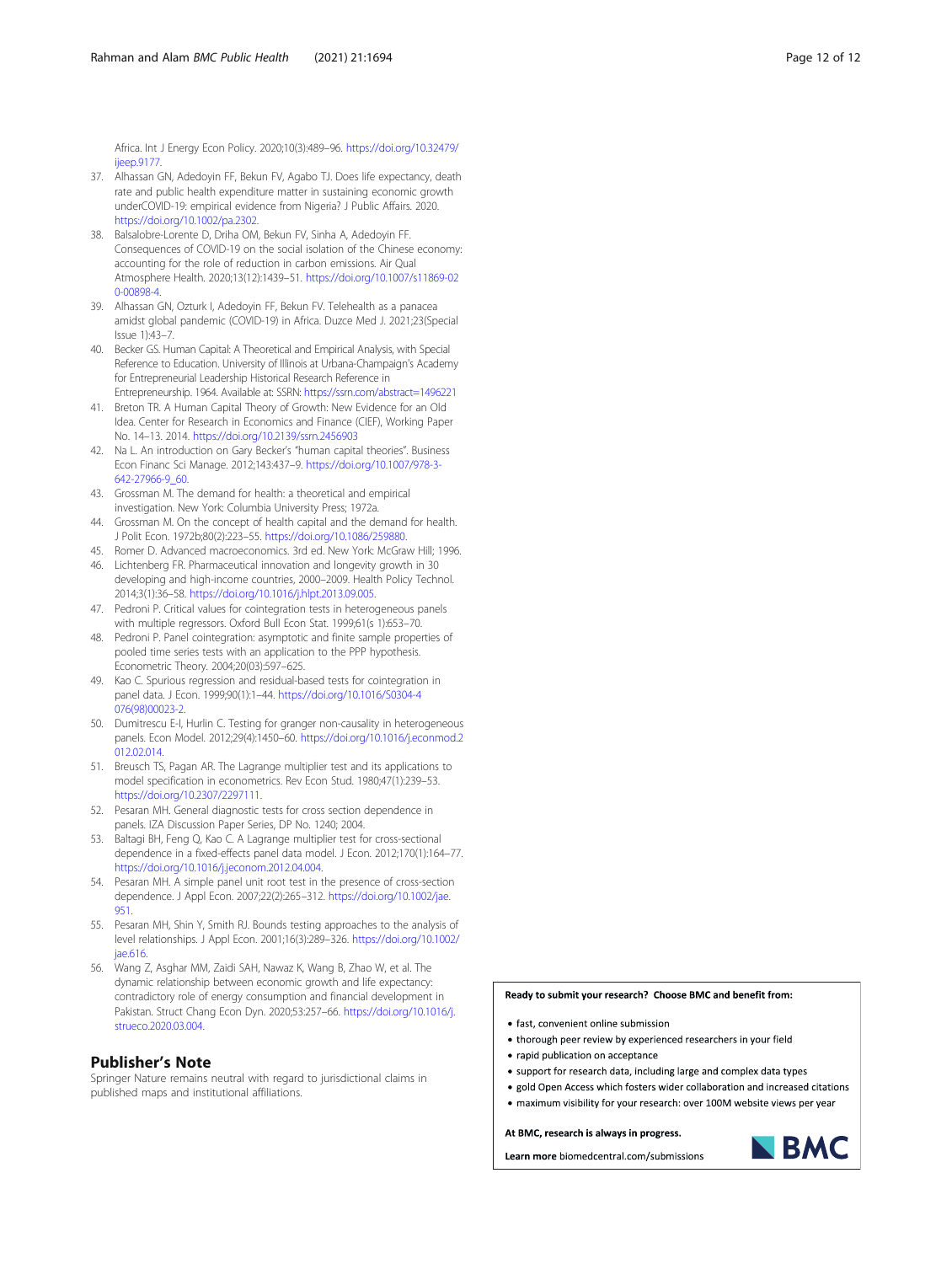Africa. Int J Energy Econ Policy. 2020;10(3):489–96. https://doi.org/10.32479/ijeep.9177.

37. Alhassan GN, Adedoyin FF, Bekun FV, Agabo TJ. Does life expectancy, death rate and public health expenditure matter in sustaining economic growth underCOVID-19: empirical evidence from Nigeria? J Public Affairs. 2020. https://doi.org/10.1002/pa.2302.
38. Balsalobre-Lorente D, Driha OM, Bekun FV, Sinha A, Adedoyin FF. Consequences of COVID-19 on the social isolation of the Chinese economy: accounting for the role of reduction in carbon emissions. Air Qual Atmosphere Health. 2020;13(12):1439–51. https://doi.org/10.1007/s11869-020-00898-4.
39. Alhassan GN, Ozturk I, Adedoyin FF, Bekun FV. Telehealth as a panacea amidst global pandemic (COVID-19) in Africa. Duzce Med J. 2021;23(Special Issue 1):43–7.
40. Becker GS. Human Capital: A Theoretical and Empirical Analysis, with Special Reference to Education. University of Illinois at Urbana-Champaign's Academy for Entrepreneurial Leadership Historical Research Reference in Entrepreneurship. 1964. Available at: SSRN: https://ssrn.com/abstract=1496221
41. Breton TR. A Human Capital Theory of Growth: New Evidence for an Old Idea. Center for Research in Economics and Finance (CIEF), Working Paper No. 14–13. 2014. https://doi.org/10.2139/ssrn.2456903
42. Na L. An introduction on Gary Becker's "human capital theories". Business Econ Financ Sci Manage. 2012;143:437–9. https://doi.org/10.1007/978-3-642-27966-9_60.
43. Grossman M. The demand for health: a theoretical and empirical investigation. New York: Columbia University Press; 1972a.
44. Grossman M. On the concept of health capital and the demand for health. J Polit Econ. 1972b;80(2):223–55. https://doi.org/10.1086/259880.
45. Romer D. Advanced macroeconomics. 3rd ed. New York: McGraw Hill; 1996.
46. Lichtenberg FR. Pharmaceutical innovation and longevity growth in 30 developing and high-income countries, 2000–2009. Health Policy Technol. 2014;3(1):36–58. https://doi.org/10.1016/j.hlpt.2013.09.005.
47. Pedroni P. Critical values for cointegration tests in heterogeneous panels with multiple regressors. Oxford Bull Econ Stat. 1999;61(s 1):653–70.
48. Pedroni P. Panel cointegration: asymptotic and finite sample properties of pooled time series tests with an application to the PPP hypothesis. Econometric Theory. 2004;20(03):597–625.
49. Kao C. Spurious regression and residual-based tests for cointegration in panel data. J Econ. 1999;90(1):1–44. https://doi.org/10.1016/S0304-4076(98)00023-2.
50. Dumitrescu E-I, Hurlin C. Testing for granger non-causality in heterogeneous panels. Econ Model. 2012;29(4):1450–60. https://doi.org/10.1016/j.econmod.2012.02.014.
51. Breusch TS, Pagan AR. The Lagrange multiplier test and its applications to model specification in econometrics. Rev Econ Stud. 1980;47(1):239–53. https://doi.org/10.2307/2297111.
52. Pesaran MH. General diagnostic tests for cross section dependence in panels. IZA Discussion Paper Series, DP No. 1240; 2004.
53. Baltagi BH, Feng Q, Kao C. A Lagrange multiplier test for cross-sectional dependence in a fixed-effects panel data model. J Econ. 2012;170(1):164–77. https://doi.org/10.1016/j.jeconom.2012.04.004.
54. Pesaran MH. A simple panel unit root test in the presence of cross-section dependence. J Appl Econ. 2007;22(2):265–312. https://doi.org/10.1002/jae.951.
55. Pesaran MH, Shin Y, Smith RJ. Bounds testing approaches to the analysis of level relationships. J Appl Econ. 2001;16(3):289–326. https://doi.org/10.1002/jae.616.
56. Wang Z, Asghar MM, Zaidi SAH, Nawaz K, Wang B, Zhao W, et al. The dynamic relationship between economic growth and life expectancy: contradictory role of energy consumption and financial development in Pakistan. Struct Chang Econ Dyn. 2020;53:257–66. https://doi.org/10.1016/j.strueco.2020.03.004.

## Publisher's Note

Springer Nature remains neutral with regard to jurisdictional claims in published maps and institutional affiliations.

**Ready to submit your research? Choose BMC and benefit from:**

- fast, convenient online submission
- thorough peer review by experienced researchers in your field
- rapid publication on acceptance
- support for research data, including large and complex data types
- gold Open Access which fosters wider collaboration and increased citations
- maximum visibility for your research: over 100M website views per year

**At BMC, research is always in progress.**

**Learn more** biomedcentral.com/submissions

BMC